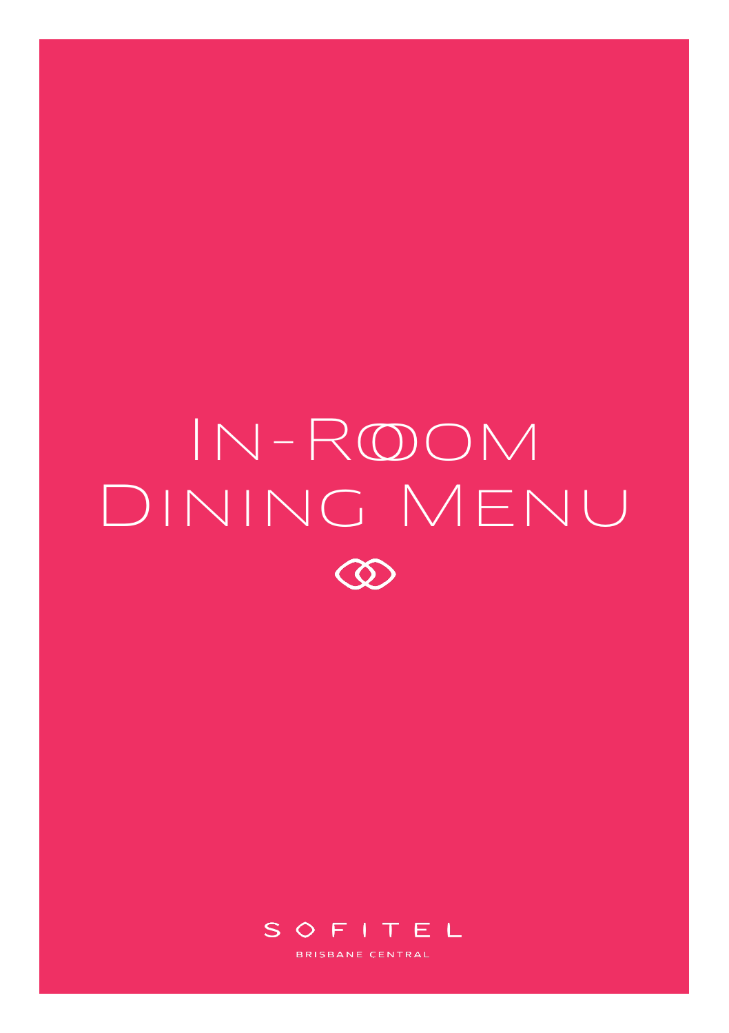# In-Room Dining Menu

SOFITEL

BRISBANE CENTRAL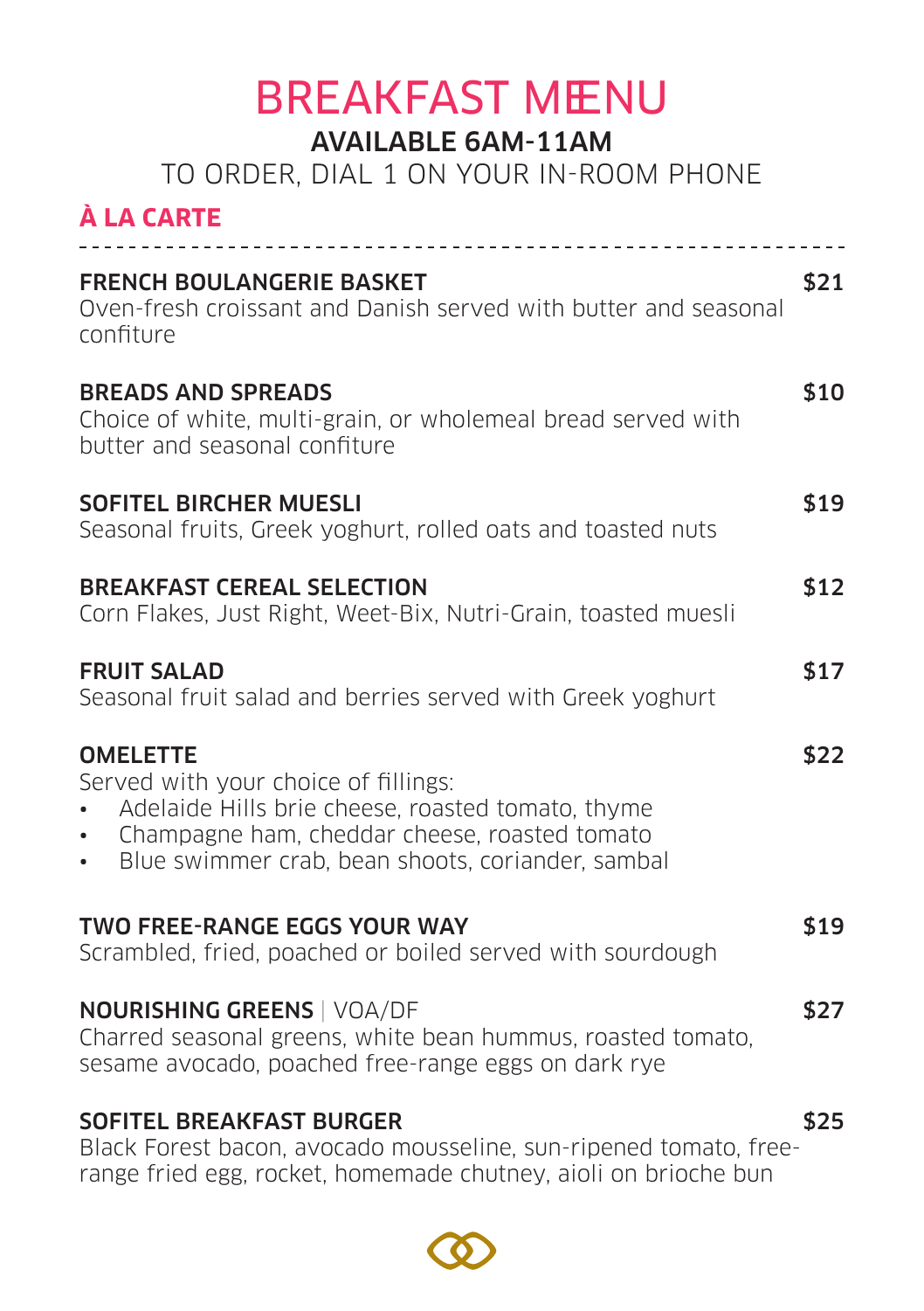# BREAKFAST MENU

**AVAILABLE 6AM-11AM**

TO ORDER, DIAL 1 ON YOUR IN-ROOM PHONE

## À LA CARTE

**FRENCH BOULANGERIE BASKET** **$21**
Oven-fresh croissant and Danish served with butter and seasonal confiture

**BREADS AND SPREADS** **$10**
Choice of white, multi-grain, or wholemeal bread served with butter and seasonal confiture

**SOFITEL BIRCHER MUESLI** **$19**
Seasonal fruits, Greek yoghurt, rolled oats and toasted nuts

**BREAKFAST CEREAL SELECTION** **$12**
Corn Flakes, Just Right, Weet-Bix, Nutri-Grain, toasted muesli

**FRUIT SALAD** **$17**
Seasonal fruit salad and berries served with Greek yoghurt

**OMELETTE** **$22**
Served with your choice of fillings:

- Adelaide Hills brie cheese, roasted tomato, thyme
- Champagne ham, cheddar cheese, roasted tomato
- Blue swimmer crab, bean shoots, coriander, sambal

**TWO FREE-RANGE EGGS YOUR WAY** **$19**
Scrambled, fried, poached or boiled served with sourdough

**NOURISHING GREENS** | VOA/DF **$27**
Charred seasonal greens, white bean hummus, roasted tomato, sesame avocado, poached free-range eggs on dark rye

**SOFITEL BREAKFAST BURGER** **$25**
Black Forest bacon, avocado mousseline, sun-ripened tomato, free-range fried egg, rocket, homemade chutney, aioli on brioche bun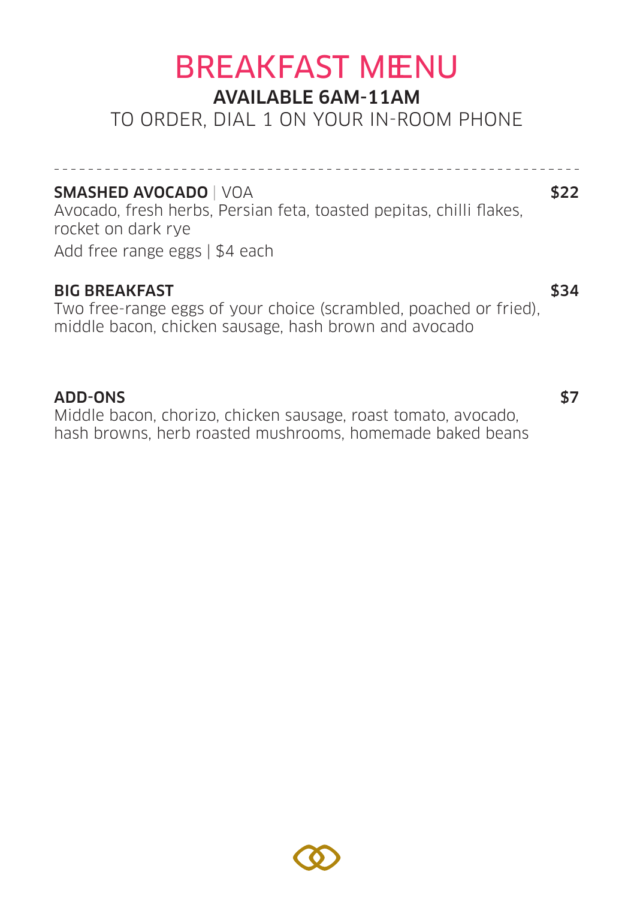# BREAKFAST MENU

**AVAILABLE 6AM-11AM**

TO ORDER, DIAL 1 ON YOUR IN-ROOM PHONE

---

**SMASHED AVOCADO** | VOA **$22**

Avocado, fresh herbs, Persian feta, toasted pepitas, chilli flakes, rocket on dark rye

Add free range eggs | $4 each

**BIG BREAKFAST** **$34**

Two free-range eggs of your choice (scrambled, poached or fried), middle bacon, chicken sausage, hash brown and avocado

**ADD-ONS** **$7**

Middle bacon, chorizo, chicken sausage, roast tomato, avocado, hash browns, herb roasted mushrooms, homemade baked beans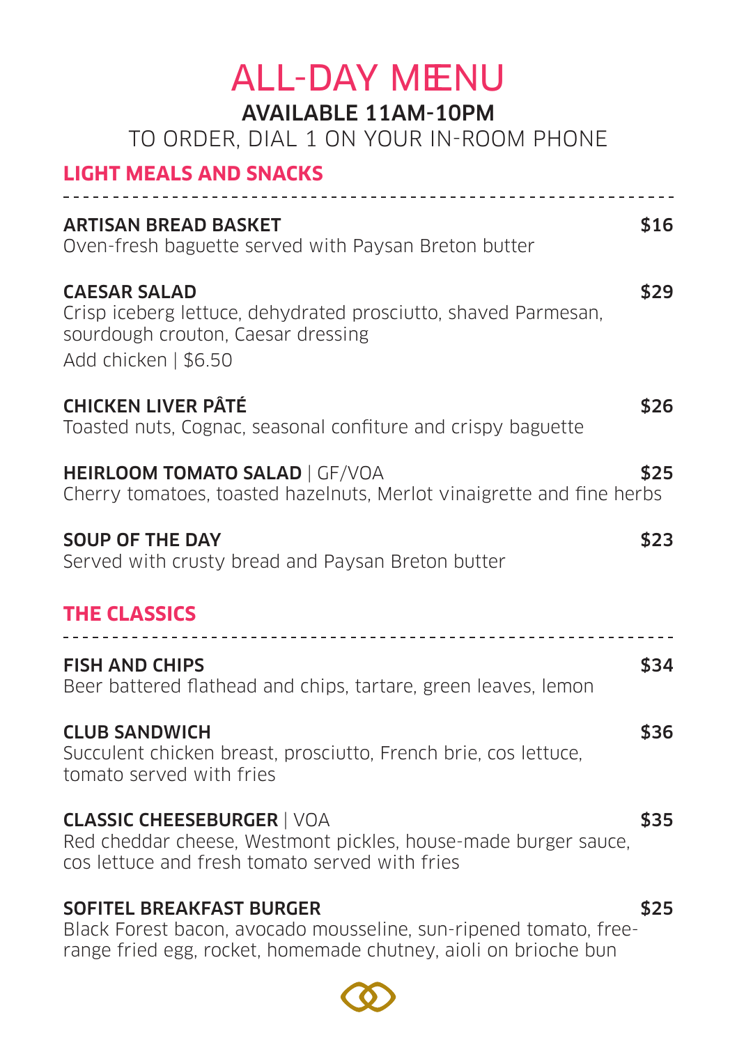# ALL-DAY MENU

**AVAILABLE 11AM-10PM**

TO ORDER, DIAL 1 ON YOUR IN-ROOM PHONE

## LIGHT MEALS AND SNACKS

**ARTISAN BREAD BASKET** — **$16**
Oven-fresh baguette served with Paysan Breton butter

**CAESAR SALAD** — **$29**
Crisp iceberg lettuce, dehydrated prosciutto, shaved Parmesan, sourdough crouton, Caesar dressing
Add chicken | $6.50

**CHICKEN LIVER PÂTÉ** — **$26**
Toasted nuts, Cognac, seasonal confiture and crispy baguette

**HEIRLOOM TOMATO SALAD** | GF/VOA — **$25**
Cherry tomatoes, toasted hazelnuts, Merlot vinaigrette and fine herbs

**SOUP OF THE DAY** — **$23**
Served with crusty bread and Paysan Breton butter

## THE CLASSICS

**FISH AND CHIPS** — **$34**
Beer battered flathead and chips, tartare, green leaves, lemon

**CLUB SANDWICH** — **$36**
Succulent chicken breast, prosciutto, French brie, cos lettuce, tomato served with fries

**CLASSIC CHEESEBURGER** | VOA — **$35**
Red cheddar cheese, Westmont pickles, house-made burger sauce, cos lettuce and fresh tomato served with fries

**SOFITEL BREAKFAST BURGER** — **$25**
Black Forest bacon, avocado mousseline, sun-ripened tomato, free-range fried egg, rocket, homemade chutney, aioli on brioche bun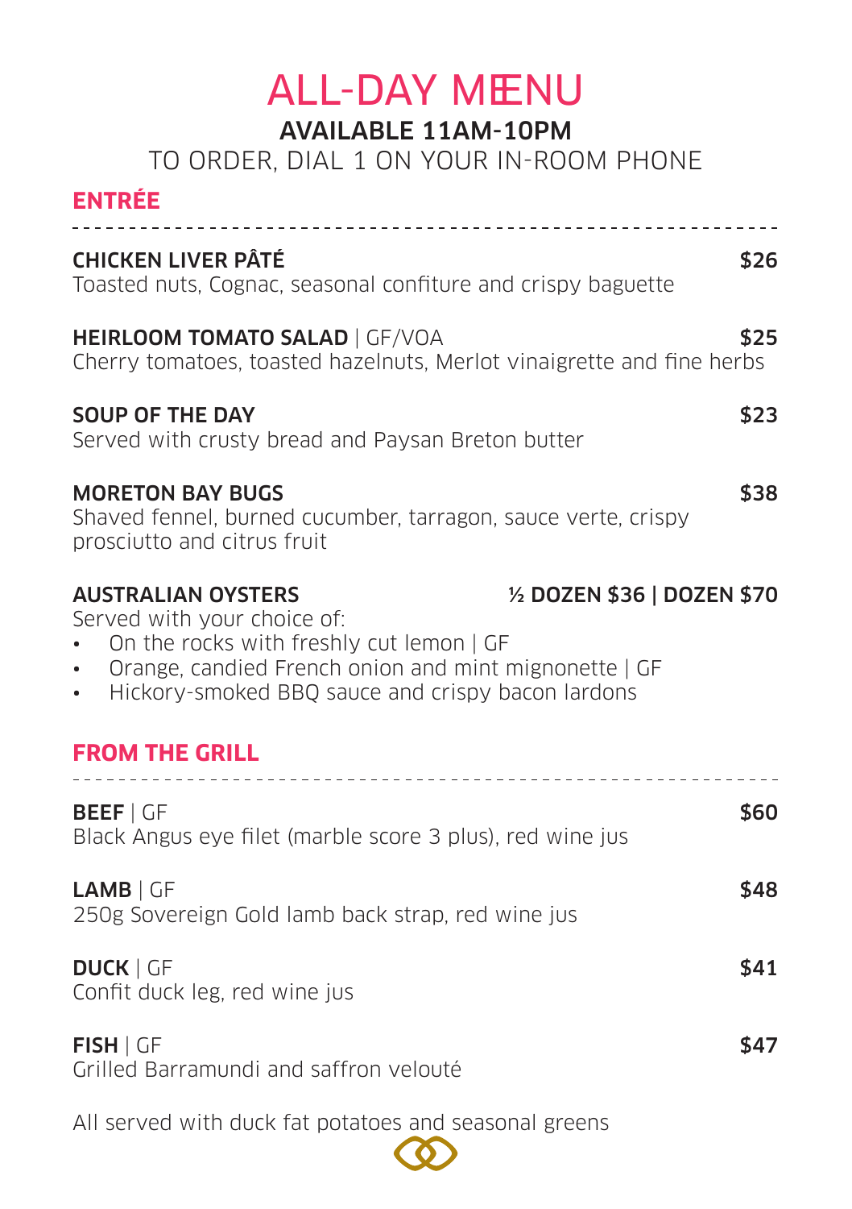# ALL-DAY MENU

**AVAILABLE 11AM-10PM**

TO ORDER, DIAL 1 ON YOUR IN-ROOM PHONE

## ENTRÉE

**CHICKEN LIVER PÂTÉ** **$26**
Toasted nuts, Cognac, seasonal confiture and crispy baguette

**HEIRLOOM TOMATO SALAD** | GF/VOA **$25**
Cherry tomatoes, toasted hazelnuts, Merlot vinaigrette and fine herbs

**SOUP OF THE DAY** **$23**
Served with crusty bread and Paysan Breton butter

**MORETON BAY BUGS** **$38**
Shaved fennel, burned cucumber, tarragon, sauce verte, crispy prosciutto and citrus fruit

**AUSTRALIAN OYSTERS** **½ DOZEN $36 | DOZEN $70**
Served with your choice of:

- On the rocks with freshly cut lemon | GF
- Orange, candied French onion and mint mignonette | GF
- Hickory-smoked BBQ sauce and crispy bacon lardons

## FROM THE GRILL

**BEEF** | GF **$60**
Black Angus eye filet (marble score 3 plus), red wine jus

**LAMB** | GF **$48**
250g Sovereign Gold lamb back strap, red wine jus

**DUCK** | GF **$41**
Confit duck leg, red wine jus

**FISH** | GF **$47**
Grilled Barramundi and saffron velouté

All served with duck fat potatoes and seasonal greens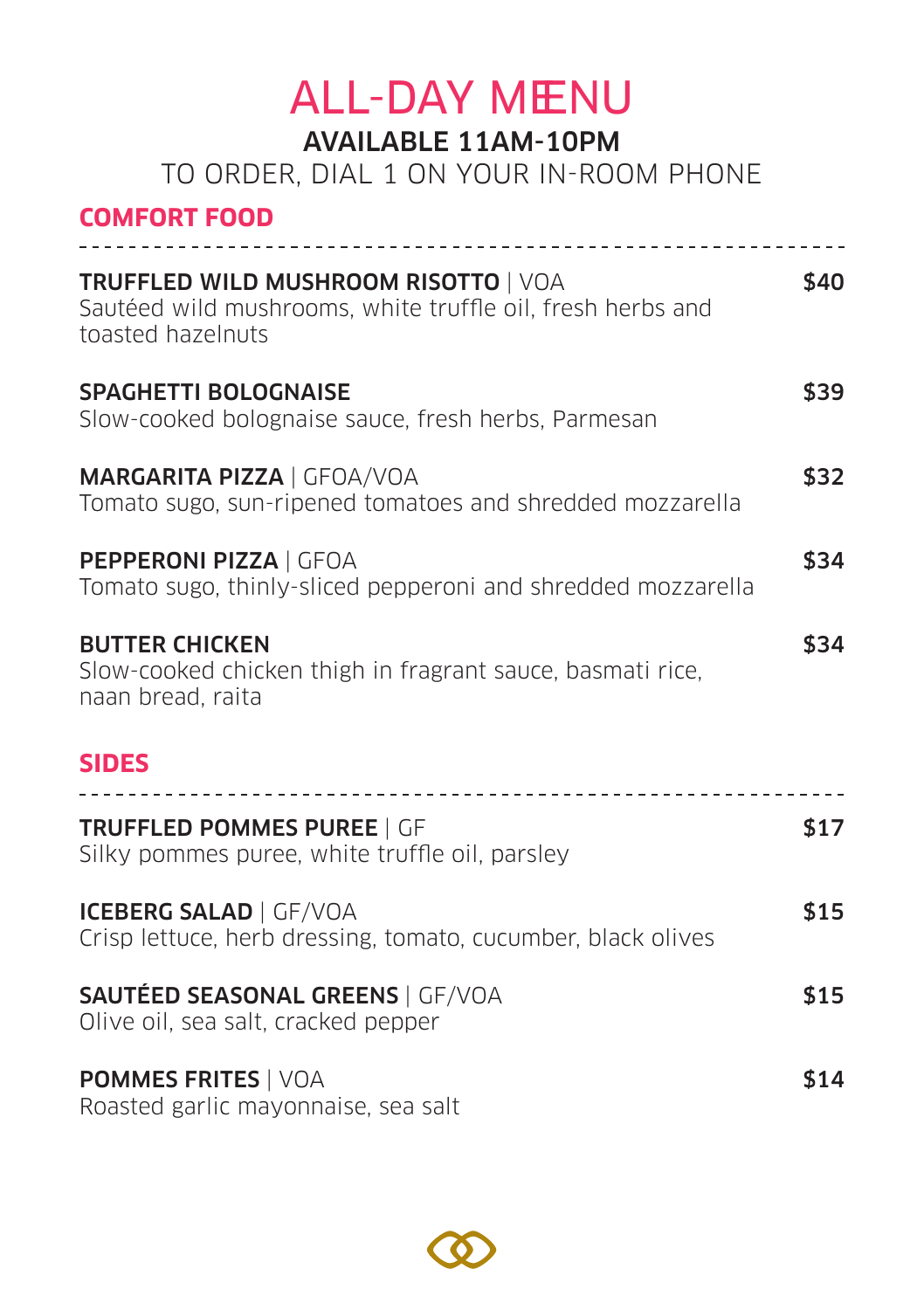# ALL-DAY MENU

**AVAILABLE 11AM-10PM**

TO ORDER, DIAL 1 ON YOUR IN-ROOM PHONE

## COMFORT FOOD

**TRUFFLED WILD MUSHROOM RISOTTO** | VOA — **$40**
Sautéed wild mushrooms, white truffle oil, fresh herbs and toasted hazelnuts

**SPAGHETTI BOLOGNAISE** — **$39**
Slow-cooked bolognaise sauce, fresh herbs, Parmesan

**MARGARITA PIZZA** | GFOA/VOA — **$32**
Tomato sugo, sun-ripened tomatoes and shredded mozzarella

**PEPPERONI PIZZA** | GFOA — **$34**
Tomato sugo, thinly-sliced pepperoni and shredded mozzarella

**BUTTER CHICKEN** — **$34**
Slow-cooked chicken thigh in fragrant sauce, basmati rice, naan bread, raita

## SIDES

**TRUFFLED POMMES PUREE** | GF — **$17**
Silky pommes puree, white truffle oil, parsley

**ICEBERG SALAD** | GF/VOA — **$15**
Crisp lettuce, herb dressing, tomato, cucumber, black olives

**SAUTÉED SEASONAL GREENS** | GF/VOA — **$15**
Olive oil, sea salt, cracked pepper

**POMMES FRITES** | VOA — **$14**
Roasted garlic mayonnaise, sea salt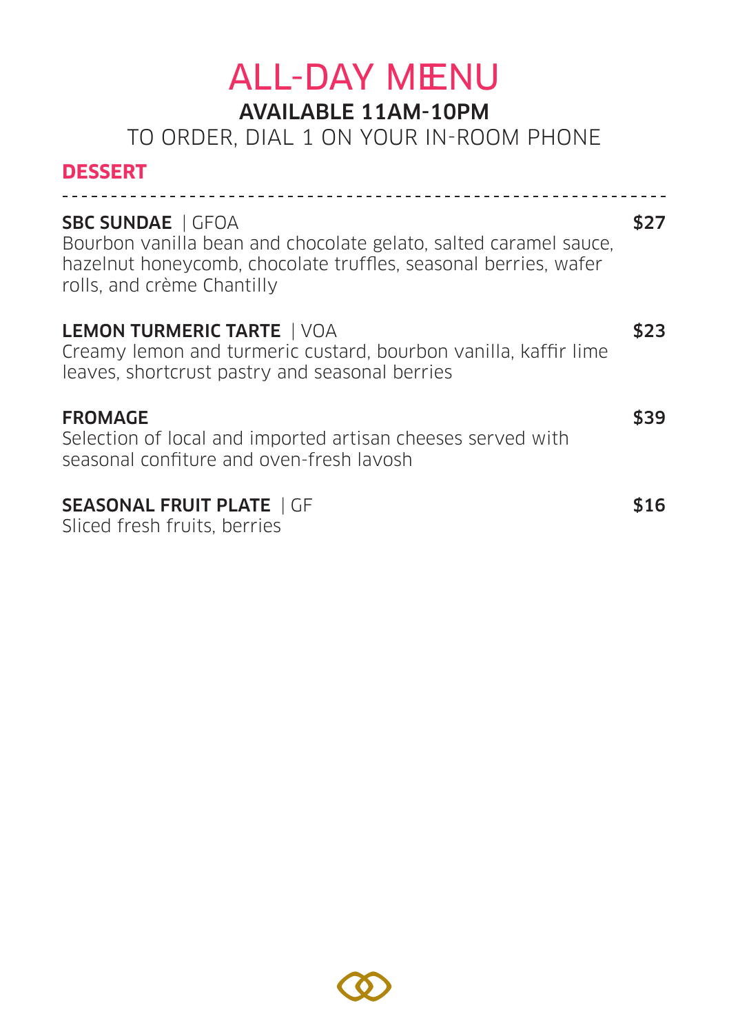# ALL-DAY MENU

## AVAILABLE 11AM-10PM

TO ORDER, DIAL 1 ON YOUR IN-ROOM PHONE

## DESSERT

---

**SBC SUNDAE** | GFOA — **$27**
Bourbon vanilla bean and chocolate gelato, salted caramel sauce, hazelnut honeycomb, chocolate truffles, seasonal berries, wafer rolls, and crème Chantilly

**LEMON TURMERIC TARTE** | VOA — **$23**
Creamy lemon and turmeric custard, bourbon vanilla, kaffir lime leaves, shortcrust pastry and seasonal berries

**FROMAGE** — **$39**
Selection of local and imported artisan cheeses served with seasonal confiture and oven-fresh lavosh

**SEASONAL FRUIT PLATE** | GF — **$16**
Sliced fresh fruits, berries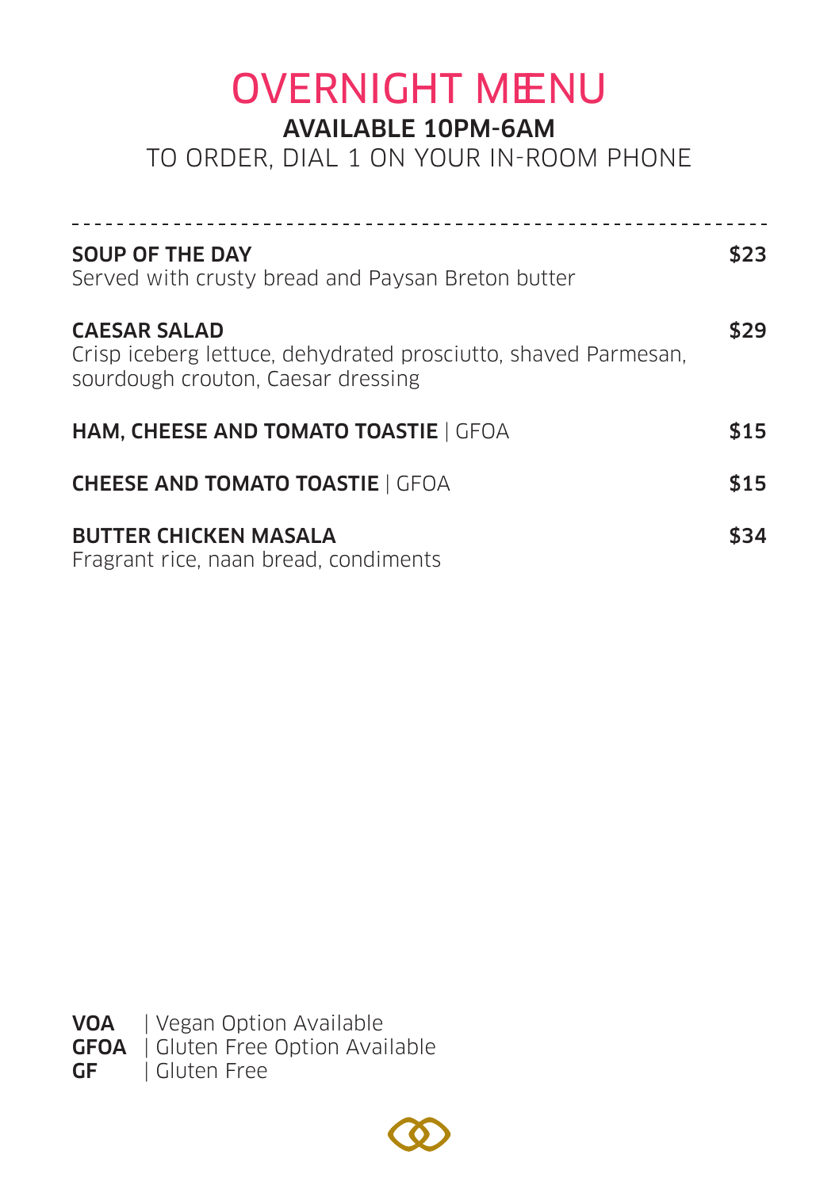# OVERNIGHT MENU

**AVAILABLE 10PM-6AM**

TO ORDER, DIAL 1 ON YOUR IN-ROOM PHONE

---

**SOUP OF THE DAY** — **$23**
Served with crusty bread and Paysan Breton butter

**CAESAR SALAD** — **$29**
Crisp iceberg lettuce, dehydrated prosciutto, shaved Parmesan, sourdough crouton, Caesar dressing

**HAM, CHEESE AND TOMATO TOASTIE** | GFOA — **$15**

**CHEESE AND TOMATO TOASTIE** | GFOA — **$15**

**BUTTER CHICKEN MASALA** — **$34**
Fragrant rice, naan bread, condiments

**VOA** | Vegan Option Available
**GFOA** | Gluten Free Option Available
**GF** | Gluten Free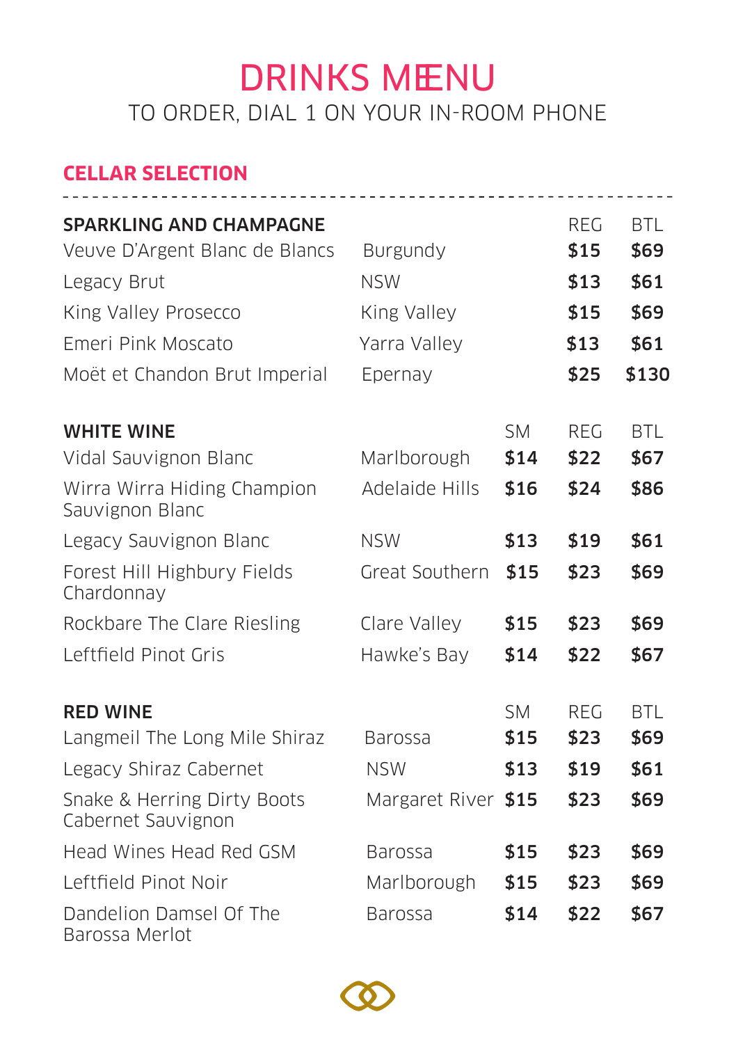# DRINKS MENU

TO ORDER, DIAL 1 ON YOUR IN-ROOM PHONE

## CELLAR SELECTION

| SPARKLING AND CHAMPAGNE | | | REG | BTL |
|---|---|---|---|---|
| Veuve D'Argent Blanc de Blancs | Burgundy | | **$15** | **$69** |
| Legacy Brut | NSW | | **$13** | **$61** |
| King Valley Prosecco | King Valley | | **$15** | **$69** |
| Emeri Pink Moscato | Yarra Valley | | **$13** | **$61** |
| Moët et Chandon Brut Imperial | Epernay | | **$25** | **$130** |

| WHITE WINE | | SM | REG | BTL |
|---|---|---|---|---|
| Vidal Sauvignon Blanc | Marlborough | **$14** | **$22** | **$67** |
| Wirra Wirra Hiding Champion Sauvignon Blanc | Adelaide Hills | **$16** | **$24** | **$86** |
| Legacy Sauvignon Blanc | NSW | **$13** | **$19** | **$61** |
| Forest Hill Highbury Fields Chardonnay | Great Southern | **$15** | **$23** | **$69** |
| Rockbare The Clare Riesling | Clare Valley | **$15** | **$23** | **$69** |
| Leftfield Pinot Gris | Hawke's Bay | **$14** | **$22** | **$67** |

| RED WINE | | SM | REG | BTL |
|---|---|---|---|---|
| Langmeil The Long Mile Shiraz | Barossa | **$15** | **$23** | **$69** |
| Legacy Shiraz Cabernet | NSW | **$13** | **$19** | **$61** |
| Snake & Herring Dirty Boots Cabernet Sauvignon | Margaret River | **$15** | **$23** | **$69** |
| Head Wines Head Red GSM | Barossa | **$15** | **$23** | **$69** |
| Leftfield Pinot Noir | Marlborough | **$15** | **$23** | **$69** |
| Dandelion Damsel Of The Barossa Merlot | Barossa | **$14** | **$22** | **$67** |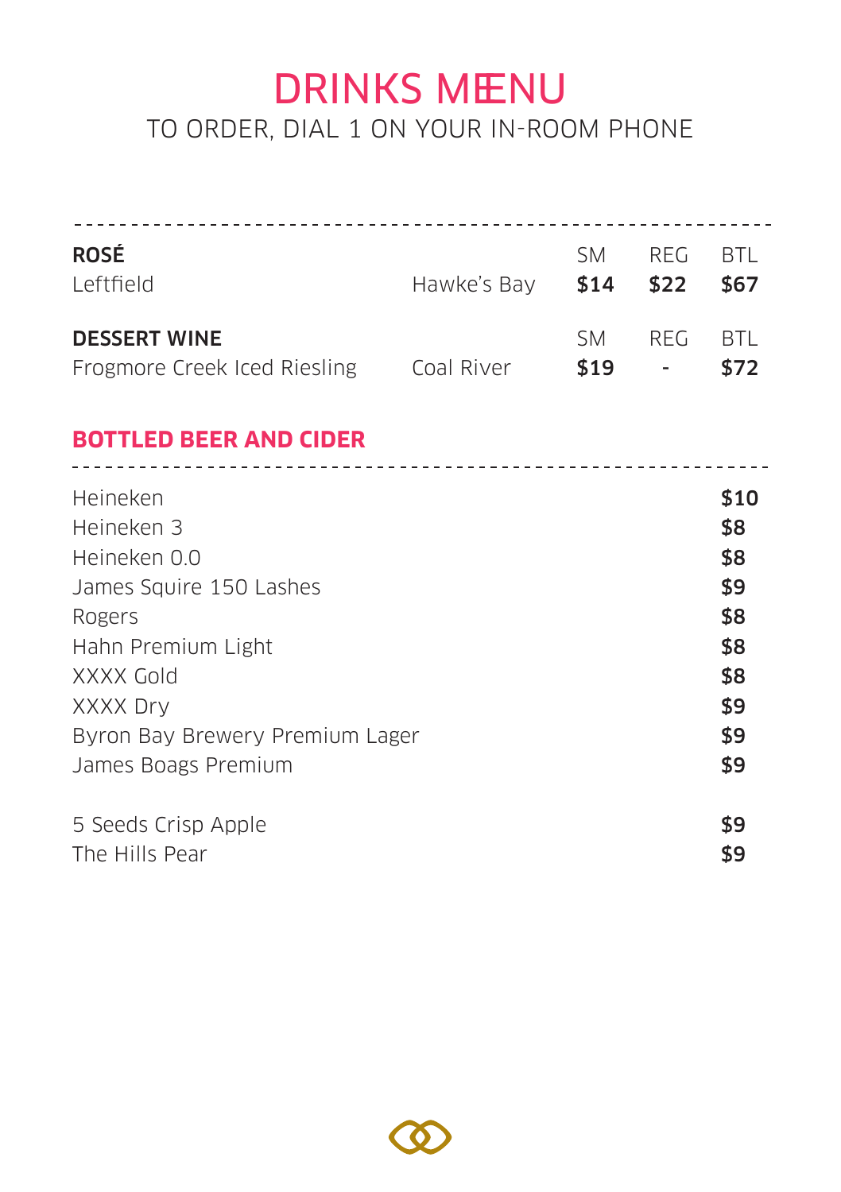# DRINKS MENU

TO ORDER, DIAL 1 ON YOUR IN-ROOM PHONE

| | | SM | REG | BTL |
|---|---|---|---|---|
| **ROSÉ** | | | | |
| Leftfield | Hawke's Bay | **$14** | **$22** | **$67** |
| **DESSERT WINE** | | | | |
| Frogmore Creek Iced Riesling | Coal River | **$19** | - | **$72** |

## BOTTLED BEER AND CIDER

| | |
|---|---|
| Heineken | **$10** |
| Heineken 3 | **$8** |
| Heineken 0.0 | **$8** |
| James Squire 150 Lashes | **$9** |
| Rogers | **$8** |
| Hahn Premium Light | **$8** |
| XXXX Gold | **$8** |
| XXXX Dry | **$9** |
| Byron Bay Brewery Premium Lager | **$9** |
| James Boags Premium | **$9** |
| 5 Seeds Crisp Apple | **$9** |
| The Hills Pear | **$9** |